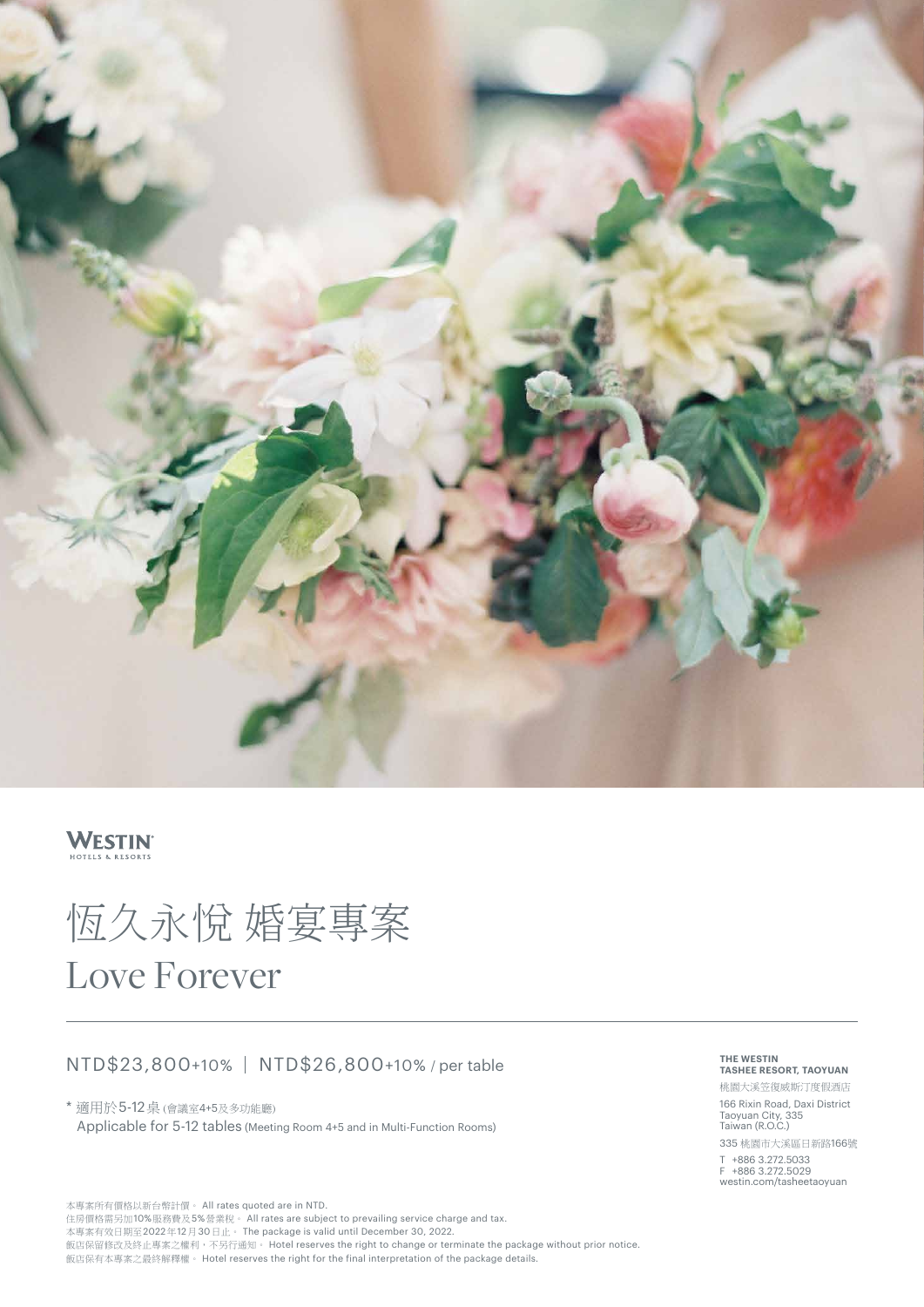WESTIN
HOTELS & RESORTS

# 恆久永悅 婚宴專案
# Love Forever

NTD$23,800+10% | NTD$26,800+10% / per table

\* 適用於5-12桌 (會議室4+5及多功能廳)
Applicable for 5-12 tables (Meeting Room 4+5 and in Multi-Function Rooms)

**THE WESTIN TASHEE RESORT, TAOYUAN**

桃園大溪笠復威斯汀度假酒店

166 Rixin Road, Daxi District
Taoyuan City, 335
Taiwan (R.O.C.)

335 桃園市大溪區日新路166號

T +886 3.272.5033
F +886 3.272.5029
westin.com/tasheetaoyuan

本專案所有價格以新台幣計價。 All rates quoted are in NTD.
住房價格需另加10%服務費及5%營業稅。 All rates are subject to prevailing service charge and tax.
本專案有效日期至2022年12月30日止。 The package is valid until December 30, 2022.
飯店保留修改及終止專案之權利，不另行通知。 Hotel reserves the right to change or terminate the package without prior notice.
飯店保有本專案之最終解釋權。 Hotel reserves the right for the final interpretation of the package details.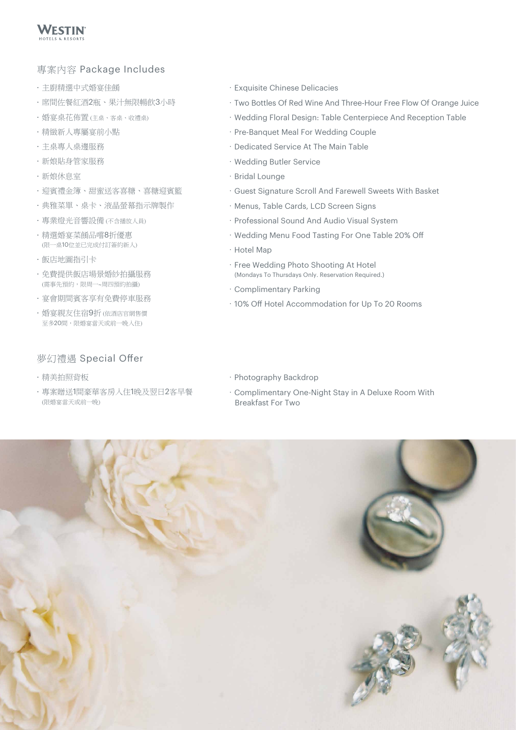## 專案內容 Package Includes

- 主廚精選中式婚宴佳餚
- 席間佐餐紅酒2瓶、果汁無限暢飲3小時
- 婚宴桌花佈置 (主桌、客桌、收禮桌)
- 精緻新人專屬宴前小點
- 主桌專人桌邊服務
- 新娘貼身管家服務
- 新娘休息室
- 迎賓禮金簿、甜蜜送客喜糖、喜糖迎賓籃
- 典雅菜單、桌卡、液晶螢幕指示牌製作
- 專業燈光音響設備 (不含播放人員)
- 精選婚宴菜餚品嚐8折優惠
  (限一桌10位並已完成付訂簽約新人)
- 飯店地圖指引卡
- 免費提供飯店場景婚紗拍攝服務
  (需事先預約，限周一~周四預約拍攝)
- 宴會期間賓客享有免費停車服務
- 婚宴親友住宿9折 (依酒店官網售價
  至多20間，限婚宴當天或前一晚入住)

- Exquisite Chinese Delicacies
- Two Bottles Of Red Wine And Three-Hour Free Flow Of Orange Juice
- Wedding Floral Design: Table Centerpiece And Reception Table
- Pre-Banquet Meal For Wedding Couple
- Dedicated Service At The Main Table
- Wedding Butler Service
- Bridal Lounge
- Guest Signature Scroll And Farewell Sweets With Basket
- Menus, Table Cards, LCD Screen Signs
- Professional Sound And Audio Visual System
- Wedding Menu Food Tasting For One Table 20% Off
- Hotel Map
- Free Wedding Photo Shooting At Hotel
  (Mondays To Thursdays Only. Reservation Required.)
- Complimentary Parking
- 10% Off Hotel Accommodation for Up To 20 Rooms

## 夢幻禮遇 Special Offer

- 精美拍照背板
- 專案贈送1間豪華客房入住1晚及翌日2客早餐
  (限婚宴當天或前一晚)

- Photography Backdrop
- Complimentary One-Night Stay in A Deluxe Room With Breakfast For Two